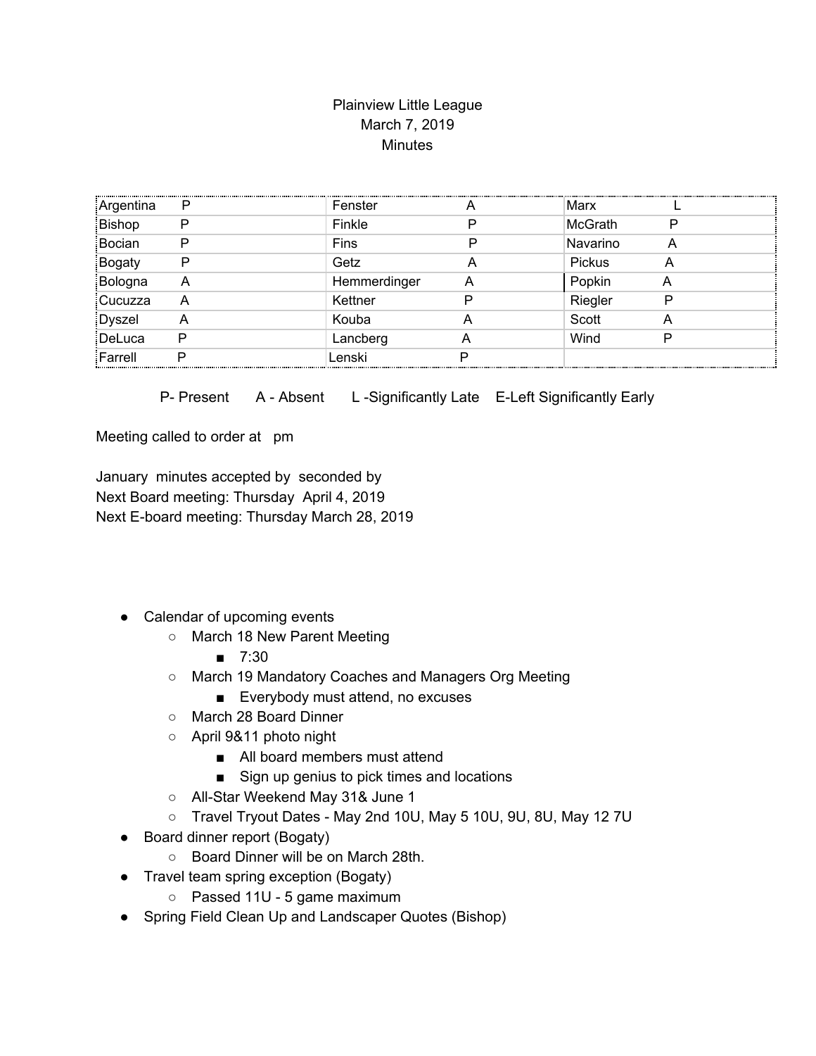Plainview Little League
March 7, 2019
Minutes

| | | | | | |
|---|---|---|---|---|---|
| Argentina | P | Fenster | A | Marx | L |
| Bishop | P | Finkle | P | McGrath | P |
| Bocian | P | Fins | P | Navarino | A |
| Bogaty | P | Getz | A | Pickus | A |
| Bologna | A | Hemmerdinger | A | Popkin | A |
| Cucuzza | A | Kettner | P | Riegler | P |
| Dyszel | A | Kouba | A | Scott | A |
| DeLuca | P | Lancberg | A | Wind | P |
| Farrell | P | Lenski | P | | |

P- Present     A - Absent     L -Significantly Late     E-Left Significantly Early

Meeting called to order at pm

January minutes accepted by seconded by
Next Board meeting: Thursday April 4, 2019
Next E-board meeting: Thursday March 28, 2019

- Calendar of upcoming events
  - March 18 New Parent Meeting
    - 7:30
  - March 19 Mandatory Coaches and Managers Org Meeting
    - Everybody must attend, no excuses
  - March 28 Board Dinner
  - April 9&11 photo night
    - All board members must attend
    - Sign up genius to pick times and locations
  - All-Star Weekend May 31& June 1
  - Travel Tryout Dates - May 2nd 10U, May 5 10U, 9U, 8U, May 12 7U
- Board dinner report (Bogaty)
  - Board Dinner will be on March 28th.
- Travel team spring exception (Bogaty)
  - Passed 11U - 5 game maximum
- Spring Field Clean Up and Landscaper Quotes (Bishop)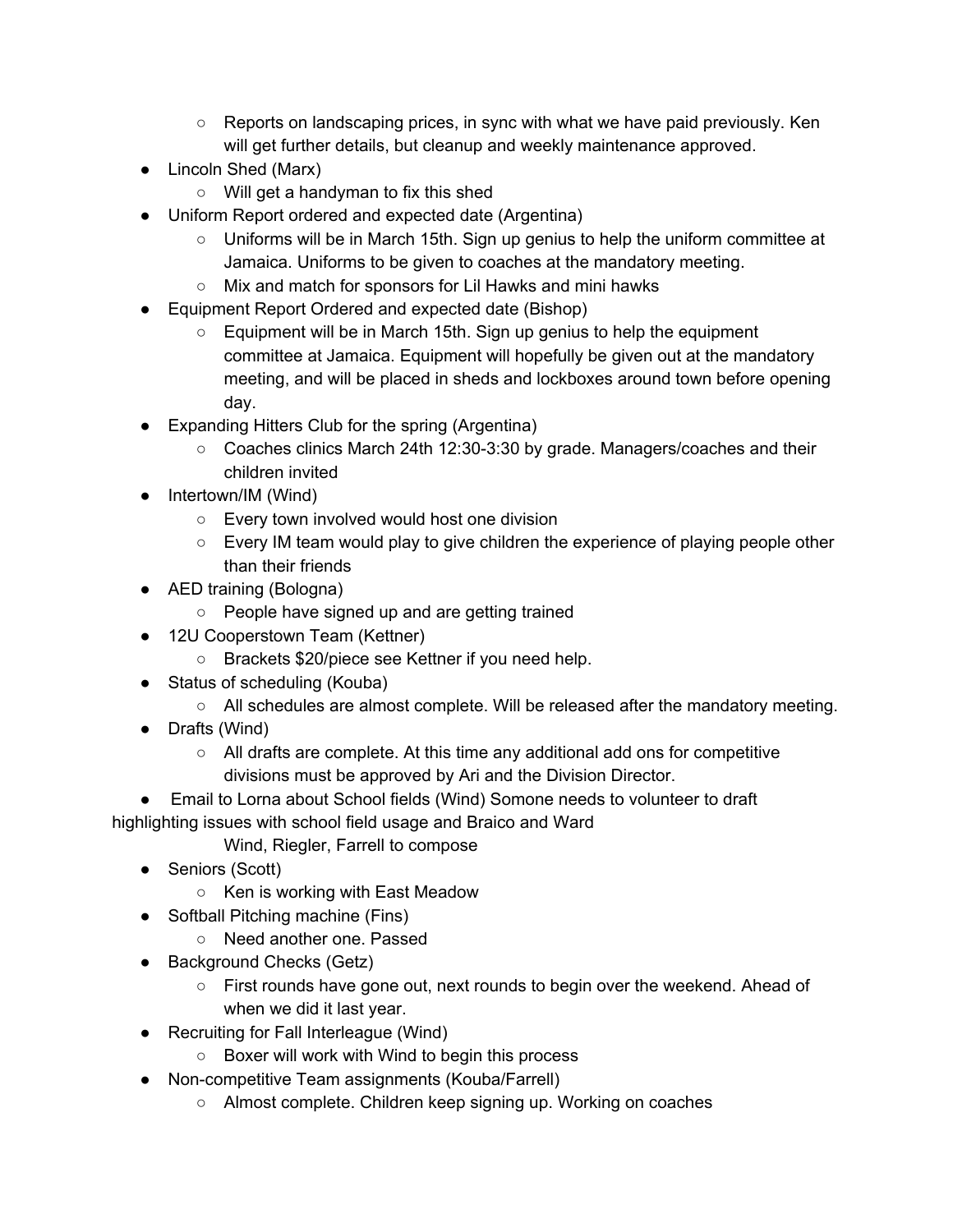- Reports on landscaping prices, in sync with what we have paid previously. Ken will get further details, but cleanup and weekly maintenance approved.
- Lincoln Shed (Marx)
  - Will get a handyman to fix this shed
- Uniform Report ordered and expected date (Argentina)
  - Uniforms will be in March 15th. Sign up genius to help the uniform committee at Jamaica. Uniforms to be given to coaches at the mandatory meeting.
  - Mix and match for sponsors for Lil Hawks and mini hawks
- Equipment Report Ordered and expected date (Bishop)
  - Equipment will be in March 15th. Sign up genius to help the equipment committee at Jamaica. Equipment will hopefully be given out at the mandatory meeting, and will be placed in sheds and lockboxes around town before opening day.
- Expanding Hitters Club for the spring (Argentina)
  - Coaches clinics March 24th 12:30-3:30 by grade. Managers/coaches and their children invited
- Intertown/IM (Wind)
  - Every town involved would host one division
  - Every IM team would play to give children the experience of playing people other than their friends
- AED training (Bologna)
  - People have signed up and are getting trained
- 12U Cooperstown Team (Kettner)
  - Brackets $20/piece see Kettner if you need help.
- Status of scheduling (Kouba)
  - All schedules are almost complete. Will be released after the mandatory meeting.
- Drafts (Wind)
  - All drafts are complete. At this time any additional add ons for competitive divisions must be approved by Ari and the Division Director.
- Email to Lorna about School fields (Wind) Somone needs to volunteer to draft highlighting issues with school field usage and Braico and Ward

  Wind, Riegler, Farrell to compose
- Seniors (Scott)
  - Ken is working with East Meadow
- Softball Pitching machine (Fins)
  - Need another one. Passed
- Background Checks (Getz)
  - First rounds have gone out, next rounds to begin over the weekend. Ahead of when we did it last year.
- Recruiting for Fall Interleague (Wind)
  - Boxer will work with Wind to begin this process
- Non-competitive Team assignments (Kouba/Farrell)
  - Almost complete. Children keep signing up. Working on coaches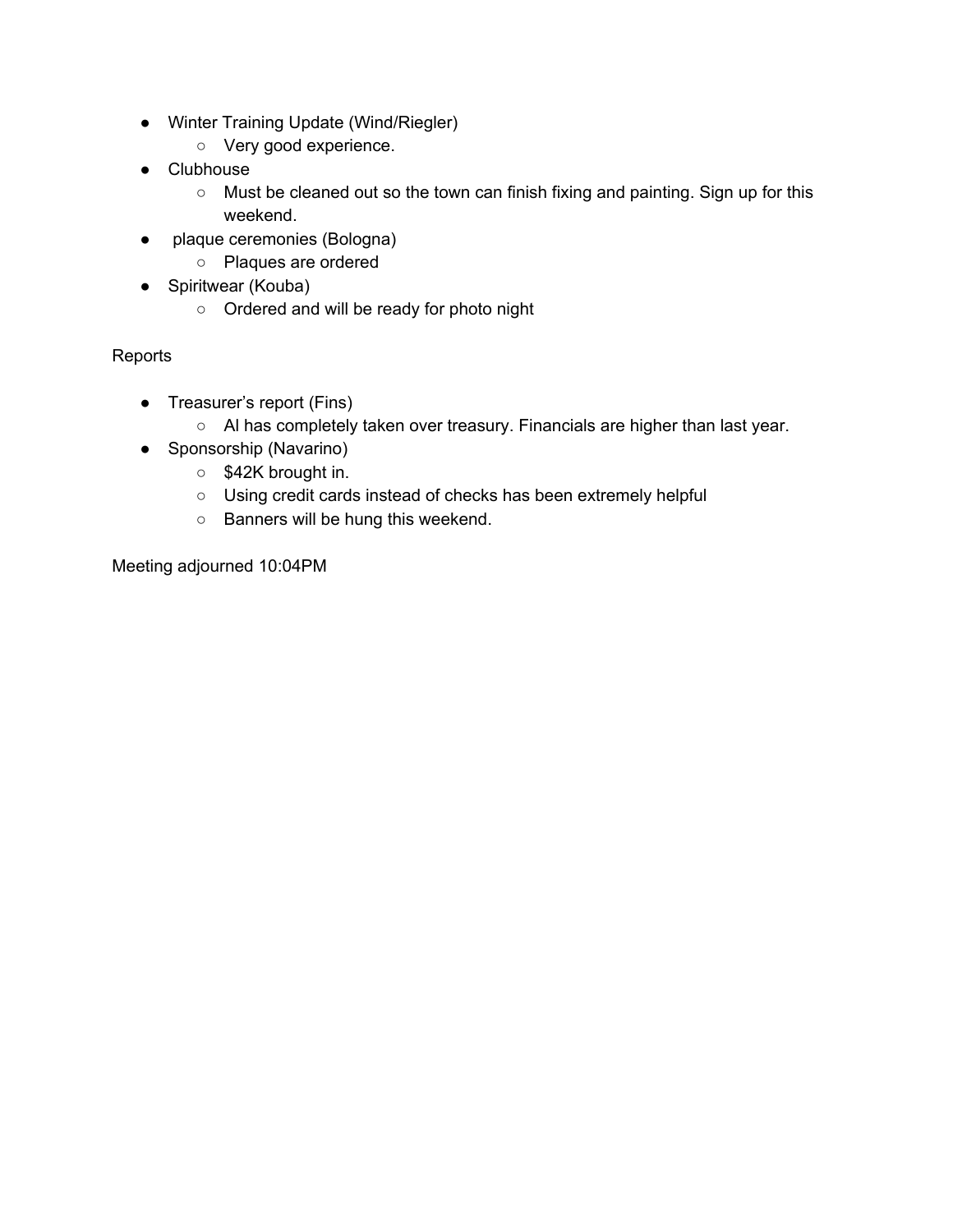- Winter Training Update (Wind/Riegler)
  - Very good experience.
- Clubhouse
  - Must be cleaned out so the town can finish fixing and painting. Sign up for this weekend.
- plaque ceremonies (Bologna)
  - Plaques are ordered
- Spiritwear (Kouba)
  - Ordered and will be ready for photo night

Reports

- Treasurer's report (Fins)
  - Al has completely taken over treasury. Financials are higher than last year.
- Sponsorship (Navarino)
  - $42K brought in.
  - Using credit cards instead of checks has been extremely helpful
  - Banners will be hung this weekend.

Meeting adjourned 10:04PM